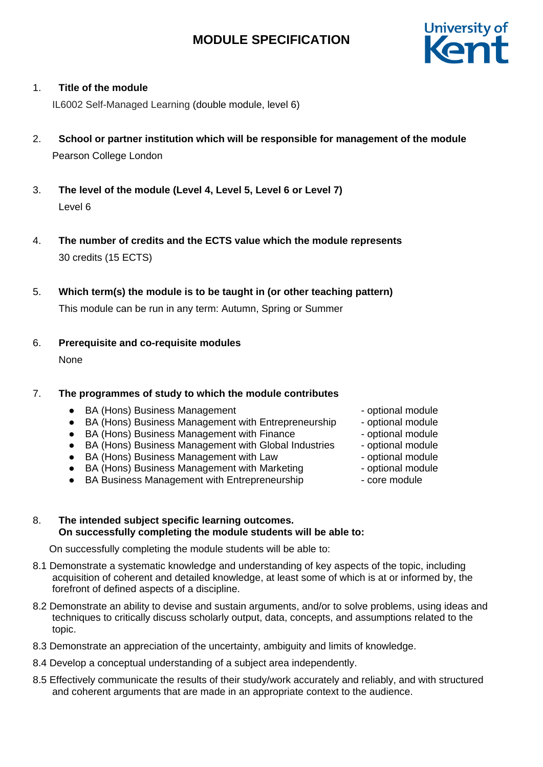# MODULE SPECIFICATION

1. **Title of the module**

   IL6002 Self-Managed Learning (double module, level 6)

2. **School or partner institution which will be responsible for management of the module**

   Pearson College London

3. **The level of the module (Level 4, Level 5, Level 6 or Level 7)**

   Level 6

4. **The number of credits and the ECTS value which the module represents**

   30 credits (15 ECTS)

5. **Which term(s) the module is to be taught in (or other teaching pattern)**

   This module can be run in any term: Autumn, Spring or Summer

6. **Prerequisite and co-requisite modules**

   None

7. **The programmes of study to which the module contributes**

   - BA (Hons) Business Management - optional module
   - BA (Hons) Business Management with Entrepreneurship - optional module
   - BA (Hons) Business Management with Finance - optional module
   - BA (Hons) Business Management with Global Industries - optional module
   - BA (Hons) Business Management with Law - optional module
   - BA (Hons) Business Management with Marketing - optional module
   - BA Business Management with Entrepreneurship - core module

8. **The intended subject specific learning outcomes.**
   **On successfully completing the module students will be able to:**

   On successfully completing the module students will be able to:

8.1 Demonstrate a systematic knowledge and understanding of key aspects of the topic, including acquisition of coherent and detailed knowledge, at least some of which is at or informed by, the forefront of defined aspects of a discipline.

8.2 Demonstrate an ability to devise and sustain arguments, and/or to solve problems, using ideas and techniques to critically discuss scholarly output, data, concepts, and assumptions related to the topic.

8.3 Demonstrate an appreciation of the uncertainty, ambiguity and limits of knowledge.

8.4 Develop a conceptual understanding of a subject area independently.

8.5 Effectively communicate the results of their study/work accurately and reliably, and with structured and coherent arguments that are made in an appropriate context to the audience.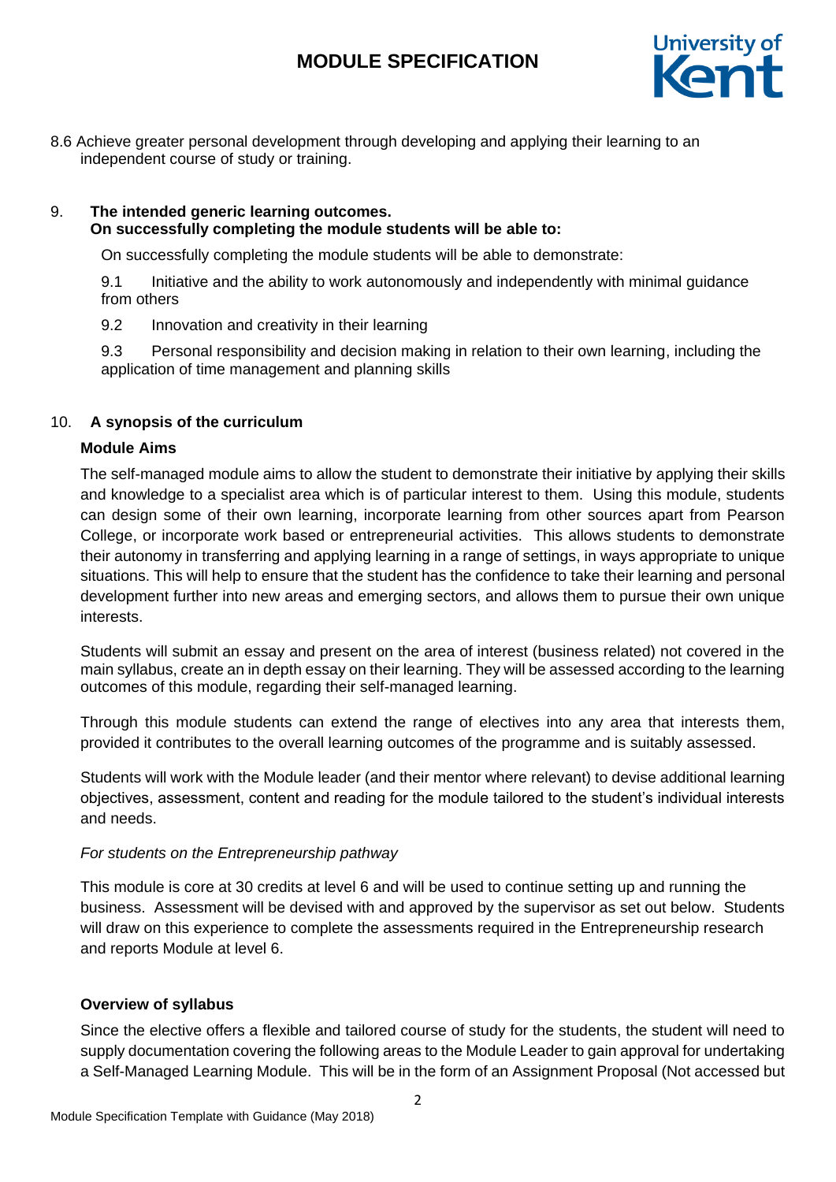8.6 Achieve greater personal development through developing and applying their learning to an independent course of study or training.

9. **The intended generic learning outcomes.**
   **On successfully completing the module students will be able to:**

On successfully completing the module students will be able to demonstrate:

9.1 Initiative and the ability to work autonomously and independently with minimal guidance from others

9.2 Innovation and creativity in their learning

9.3 Personal responsibility and decision making in relation to their own learning, including the application of time management and planning skills

10. **A synopsis of the curriculum**

**Module Aims**

The self-managed module aims to allow the student to demonstrate their initiative by applying their skills and knowledge to a specialist area which is of particular interest to them. Using this module, students can design some of their own learning, incorporate learning from other sources apart from Pearson College, or incorporate work based or entrepreneurial activities. This allows students to demonstrate their autonomy in transferring and applying learning in a range of settings, in ways appropriate to unique situations. This will help to ensure that the student has the confidence to take their learning and personal development further into new areas and emerging sectors, and allows them to pursue their own unique interests.

Students will submit an essay and present on the area of interest (business related) not covered in the main syllabus, create an in depth essay on their learning. They will be assessed according to the learning outcomes of this module, regarding their self-managed learning.

Through this module students can extend the range of electives into any area that interests them, provided it contributes to the overall learning outcomes of the programme and is suitably assessed.

Students will work with the Module leader (and their mentor where relevant) to devise additional learning objectives, assessment, content and reading for the module tailored to the student's individual interests and needs.

*For students on the Entrepreneurship pathway*

This module is core at 30 credits at level 6 and will be used to continue setting up and running the business. Assessment will be devised with and approved by the supervisor as set out below. Students will draw on this experience to complete the assessments required in the Entrepreneurship research and reports Module at level 6.

**Overview of syllabus**

Since the elective offers a flexible and tailored course of study for the students, the student will need to supply documentation covering the following areas to the Module Leader to gain approval for undertaking a Self-Managed Learning Module. This will be in the form of an Assignment Proposal (Not accessed but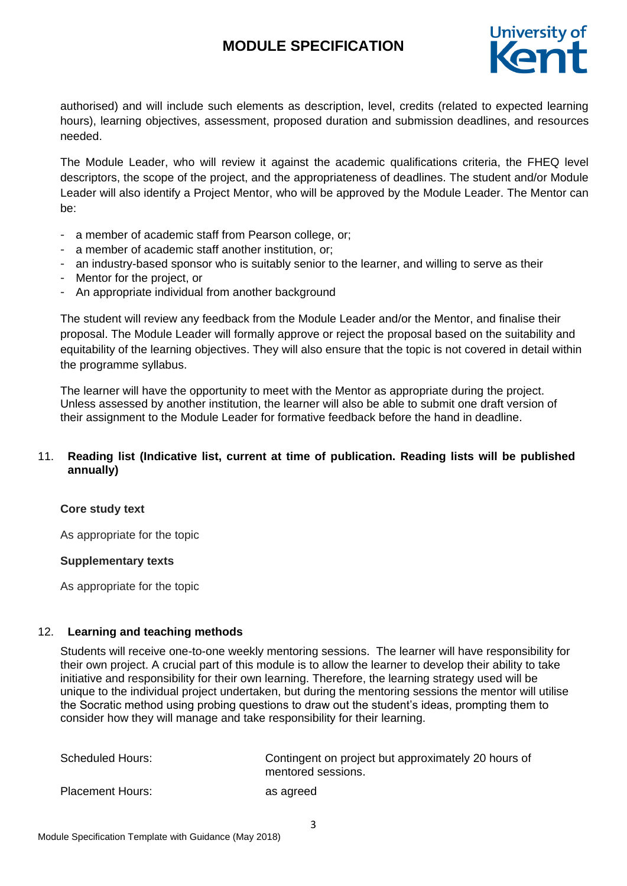authorised) and will include such elements as description, level, credits (related to expected learning hours), learning objectives, assessment, proposed duration and submission deadlines, and resources needed.

The Module Leader, who will review it against the academic qualifications criteria, the FHEQ level descriptors, the scope of the project, and the appropriateness of deadlines. The student and/or Module Leader will also identify a Project Mentor, who will be approved by the Module Leader. The Mentor can be:

- a member of academic staff from Pearson college, or;
- a member of academic staff another institution, or;
- an industry-based sponsor who is suitably senior to the learner, and willing to serve as their
- Mentor for the project, or
- An appropriate individual from another background

The student will review any feedback from the Module Leader and/or the Mentor, and finalise their proposal. The Module Leader will formally approve or reject the proposal based on the suitability and equitability of the learning objectives. They will also ensure that the topic is not covered in detail within the programme syllabus.

The learner will have the opportunity to meet with the Mentor as appropriate during the project. Unless assessed by another institution, the learner will also be able to submit one draft version of their assignment to the Module Leader for formative feedback before the hand in deadline.

## 11. Reading list (Indicative list, current at time of publication. Reading lists will be published annually)

**Core study text**

As appropriate for the topic

**Supplementary texts**

As appropriate for the topic

## 12. Learning and teaching methods

Students will receive one-to-one weekly mentoring sessions. The learner will have responsibility for their own project. A crucial part of this module is to allow the learner to develop their ability to take initiative and responsibility for their own learning. Therefore, the learning strategy used will be unique to the individual project undertaken, but during the mentoring sessions the mentor will utilise the Socratic method using probing questions to draw out the student's ideas, prompting them to consider how they will manage and take responsibility for their learning.

| | |
|---|---|
| Scheduled Hours: | Contingent on project but approximately 20 hours of mentored sessions. |
| Placement Hours: | as agreed |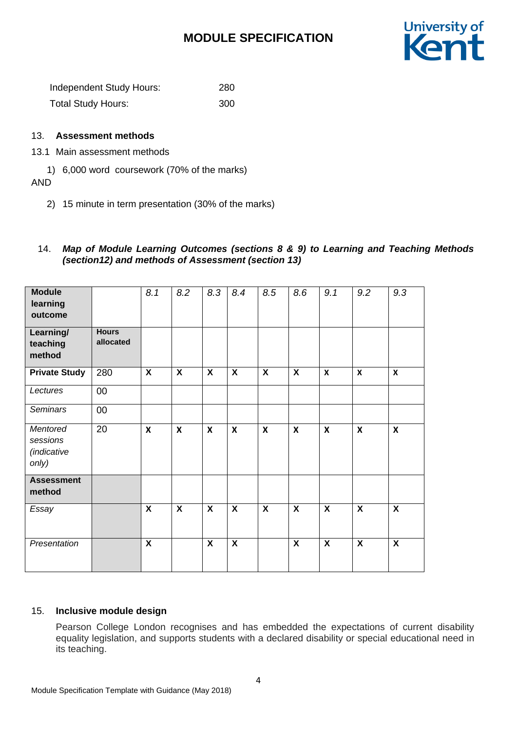Independent Study Hours: 280

Total Study Hours: 300

## 13. Assessment methods

13.1 Main assessment methods

1) 6,000 word coursework (70% of the marks)

AND

2) 15 minute in term presentation (30% of the marks)

## 14. *Map of Module Learning Outcomes (sections 8 & 9) to Learning and Teaching Methods (section12) and methods of Assessment (section 13)*

| **Module learning outcome** | | *8.1* | *8.2* | *8.3* | *8.4* | *8.5* | *8.6* | *9.1* | *9.2* | *9.3* |
|---|---|---|---|---|---|---|---|---|---|---|
| **Learning/ teaching method** | **Hours allocated** | | | | | | | | | |
| **Private Study** | 280 | **X** | **X** | **X** | **X** | **X** | **X** | **X** | **X** | **X** |
| *Lectures* | 00 | | | | | | | | | |
| *Seminars* | 00 | | | | | | | | | |
| *Mentored sessions (indicative only)* | 20 | **X** | **X** | **X** | **X** | **X** | **X** | **X** | **X** | **X** |
| **Assessment method** | | | | | | | | | | |
| *Essay* | | **X** | **X** | **X** | **X** | **X** | **X** | **X** | **X** | **X** |
| *Presentation* | | **X** | | **X** | **X** | | **X** | **X** | **X** | **X** |

## 15. Inclusive module design

Pearson College London recognises and has embedded the expectations of current disability equality legislation, and supports students with a declared disability or special educational need in its teaching.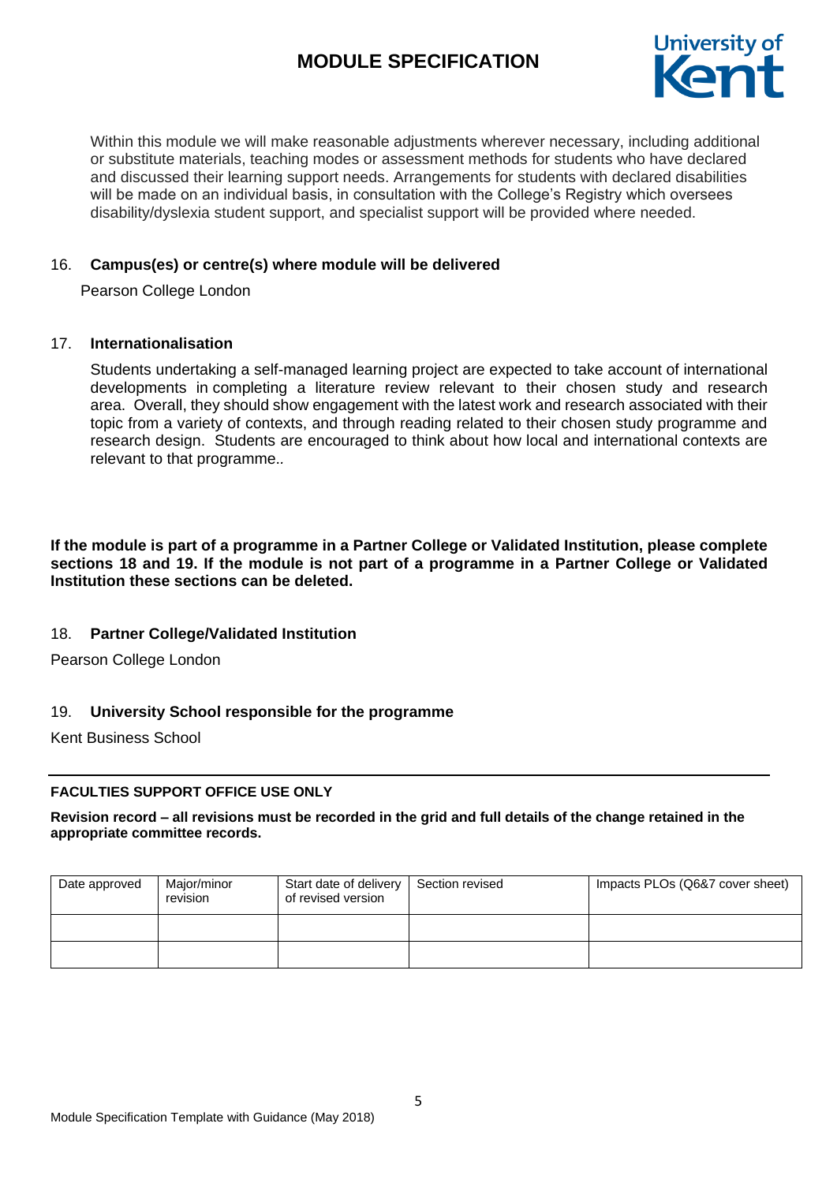Within this module we will make reasonable adjustments wherever necessary, including additional or substitute materials, teaching modes or assessment methods for students who have declared and discussed their learning support needs. Arrangements for students with declared disabilities will be made on an individual basis, in consultation with the College's Registry which oversees disability/dyslexia student support, and specialist support will be provided where needed.

16. **Campus(es) or centre(s) where module will be delivered**

Pearson College London

17. **Internationalisation**

Students undertaking a self-managed learning project are expected to take account of international developments in completing a literature review relevant to their chosen study and research area. Overall, they should show engagement with the latest work and research associated with their topic from a variety of contexts, and through reading related to their chosen study programme and research design. Students are encouraged to think about how local and international contexts are relevant to that programme..

**If the module is part of a programme in a Partner College or Validated Institution, please complete sections 18 and 19. If the module is not part of a programme in a Partner College or Validated Institution these sections can be deleted.**

18. **Partner College/Validated Institution**

Pearson College London

19. **University School responsible for the programme**

Kent Business School

---

**FACULTIES SUPPORT OFFICE USE ONLY**

**Revision record – all revisions must be recorded in the grid and full details of the change retained in the appropriate committee records.**

| Date approved | Major/minor revision | Start date of delivery of revised version | Section revised | Impacts PLOs (Q6&7 cover sheet) |
|---|---|---|---|---|
| | | | | |
| | | | | |

Module Specification Template with Guidance (May 2018)